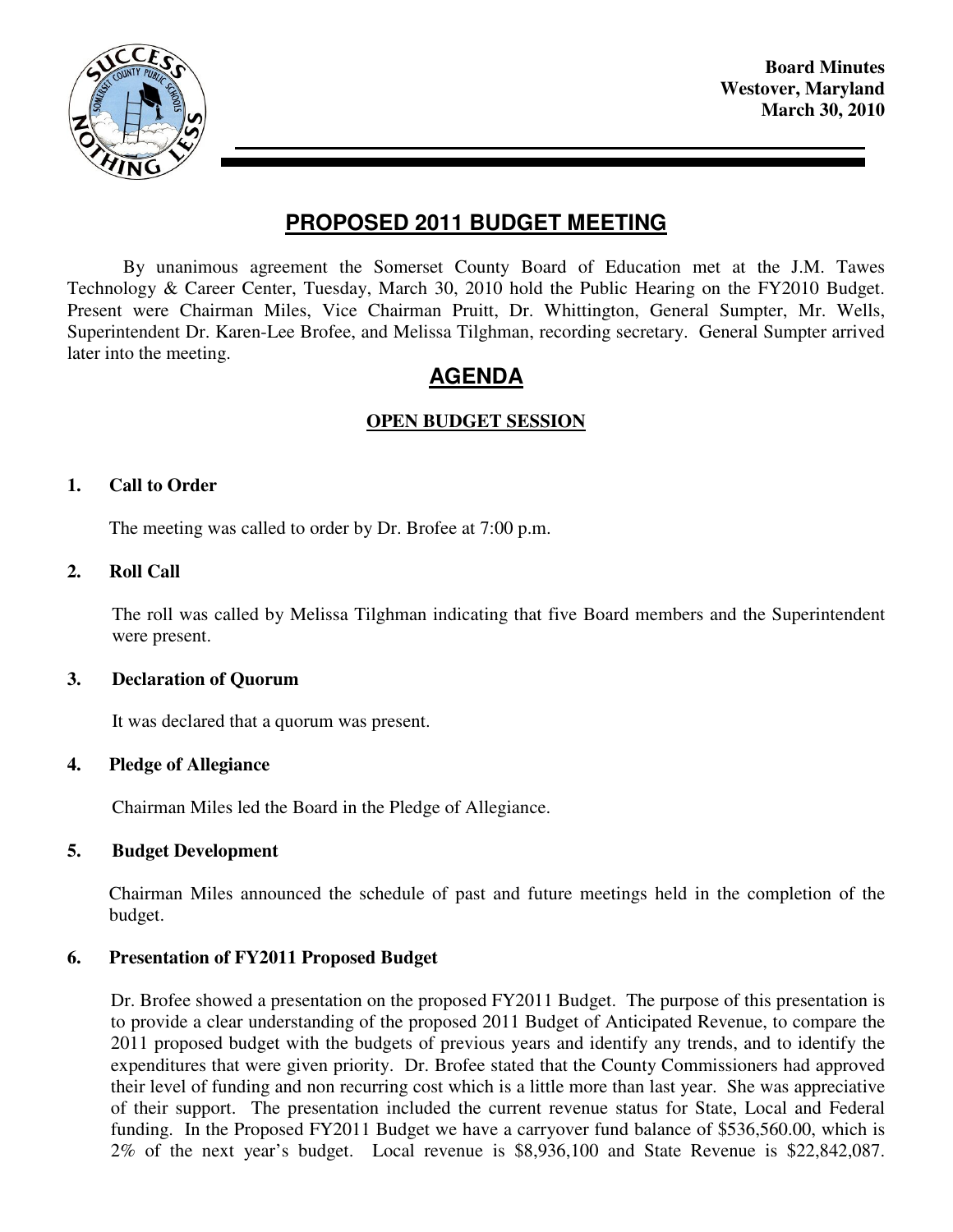**Board Minutes**
**Westover, Maryland**
**March 30, 2010**

# PROPOSED 2011 BUDGET MEETING

By unanimous agreement the Somerset County Board of Education met at the J.M. Tawes Technology & Career Center, Tuesday, March 30, 2010 hold the Public Hearing on the FY2010 Budget. Present were Chairman Miles, Vice Chairman Pruitt, Dr. Whittington, General Sumpter, Mr. Wells, Superintendent Dr. Karen-Lee Brofee, and Melissa Tilghman, recording secretary. General Sumpter arrived later into the meeting.

## AGENDA

### OPEN BUDGET SESSION

**1. Call to Order**

The meeting was called to order by Dr. Brofee at 7:00 p.m.

**2. Roll Call**

The roll was called by Melissa Tilghman indicating that five Board members and the Superintendent were present.

**3. Declaration of Quorum**

It was declared that a quorum was present.

**4. Pledge of Allegiance**

Chairman Miles led the Board in the Pledge of Allegiance.

**5. Budget Development**

Chairman Miles announced the schedule of past and future meetings held in the completion of the budget.

**6. Presentation of FY2011 Proposed Budget**

Dr. Brofee showed a presentation on the proposed FY2011 Budget. The purpose of this presentation is to provide a clear understanding of the proposed 2011 Budget of Anticipated Revenue, to compare the 2011 proposed budget with the budgets of previous years and identify any trends, and to identify the expenditures that were given priority. Dr. Brofee stated that the County Commissioners had approved their level of funding and non recurring cost which is a little more than last year. She was appreciative of their support. The presentation included the current revenue status for State, Local and Federal funding. In the Proposed FY2011 Budget we have a carryover fund balance of $536,560.00, which is 2% of the next year's budget. Local revenue is $8,936,100 and State Revenue is $22,842,087.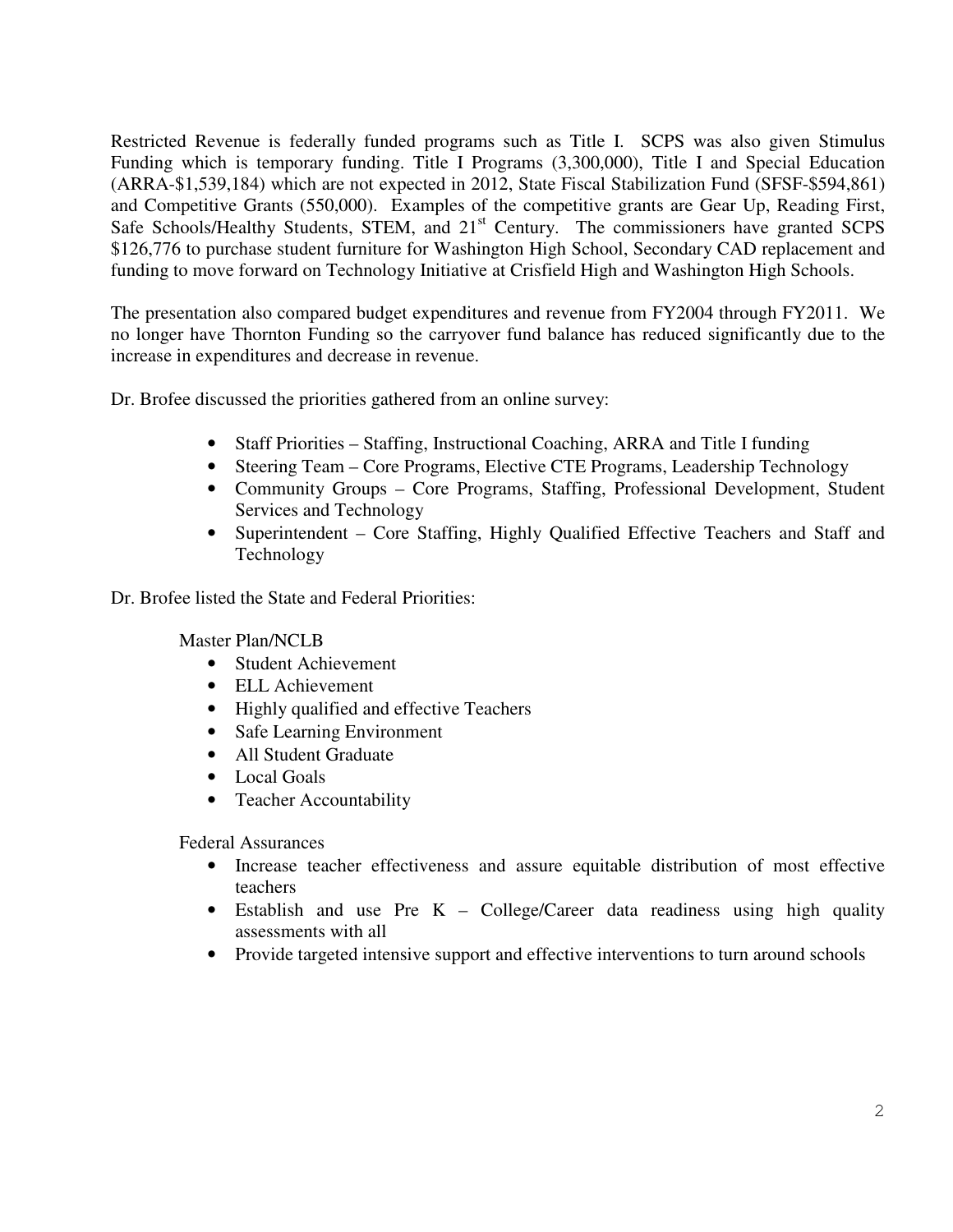Restricted Revenue is federally funded programs such as Title I. SCPS was also given Stimulus Funding which is temporary funding. Title I Programs (3,300,000), Title I and Special Education (ARRA-$1,539,184) which are not expected in 2012, State Fiscal Stabilization Fund (SFSF-$594,861) and Competitive Grants (550,000). Examples of the competitive grants are Gear Up, Reading First, Safe Schools/Healthy Students, STEM, and 21st Century. The commissioners have granted SCPS $126,776 to purchase student furniture for Washington High School, Secondary CAD replacement and funding to move forward on Technology Initiative at Crisfield High and Washington High Schools.

The presentation also compared budget expenditures and revenue from FY2004 through FY2011. We no longer have Thornton Funding so the carryover fund balance has reduced significantly due to the increase in expenditures and decrease in revenue.

Dr. Brofee discussed the priorities gathered from an online survey:

- Staff Priorities – Staffing, Instructional Coaching, ARRA and Title I funding
- Steering Team – Core Programs, Elective CTE Programs, Leadership Technology
- Community Groups – Core Programs, Staffing, Professional Development, Student Services and Technology
- Superintendent – Core Staffing, Highly Qualified Effective Teachers and Staff and Technology

Dr. Brofee listed the State and Federal Priorities:

Master Plan/NCLB

- Student Achievement
- ELL Achievement
- Highly qualified and effective Teachers
- Safe Learning Environment
- All Student Graduate
- Local Goals
- Teacher Accountability

Federal Assurances

- Increase teacher effectiveness and assure equitable distribution of most effective teachers
- Establish and use Pre K – College/Career data readiness using high quality assessments with all
- Provide targeted intensive support and effective interventions to turn around schools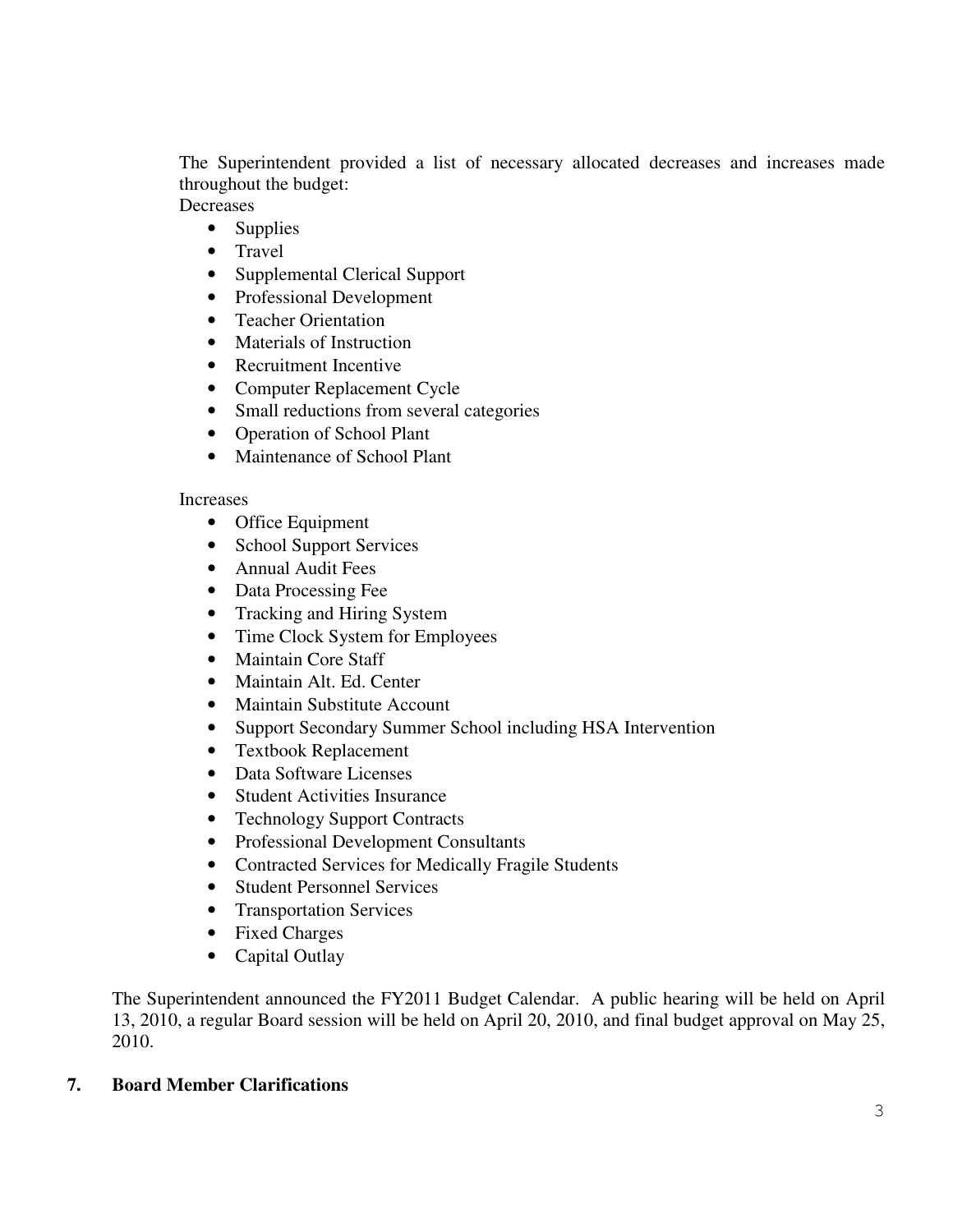The Superintendent provided a list of necessary allocated decreases and increases made throughout the budget:

Decreases

- Supplies
- Travel
- Supplemental Clerical Support
- Professional Development
- Teacher Orientation
- Materials of Instruction
- Recruitment Incentive
- Computer Replacement Cycle
- Small reductions from several categories
- Operation of School Plant
- Maintenance of School Plant

Increases

- Office Equipment
- School Support Services
- Annual Audit Fees
- Data Processing Fee
- Tracking and Hiring System
- Time Clock System for Employees
- Maintain Core Staff
- Maintain Alt. Ed. Center
- Maintain Substitute Account
- Support Secondary Summer School including HSA Intervention
- Textbook Replacement
- Data Software Licenses
- Student Activities Insurance
- Technology Support Contracts
- Professional Development Consultants
- Contracted Services for Medically Fragile Students
- Student Personnel Services
- Transportation Services
- Fixed Charges
- Capital Outlay

The Superintendent announced the FY2011 Budget Calendar. A public hearing will be held on April 13, 2010, a regular Board session will be held on April 20, 2010, and final budget approval on May 25, 2010.

**7. Board Member Clarifications**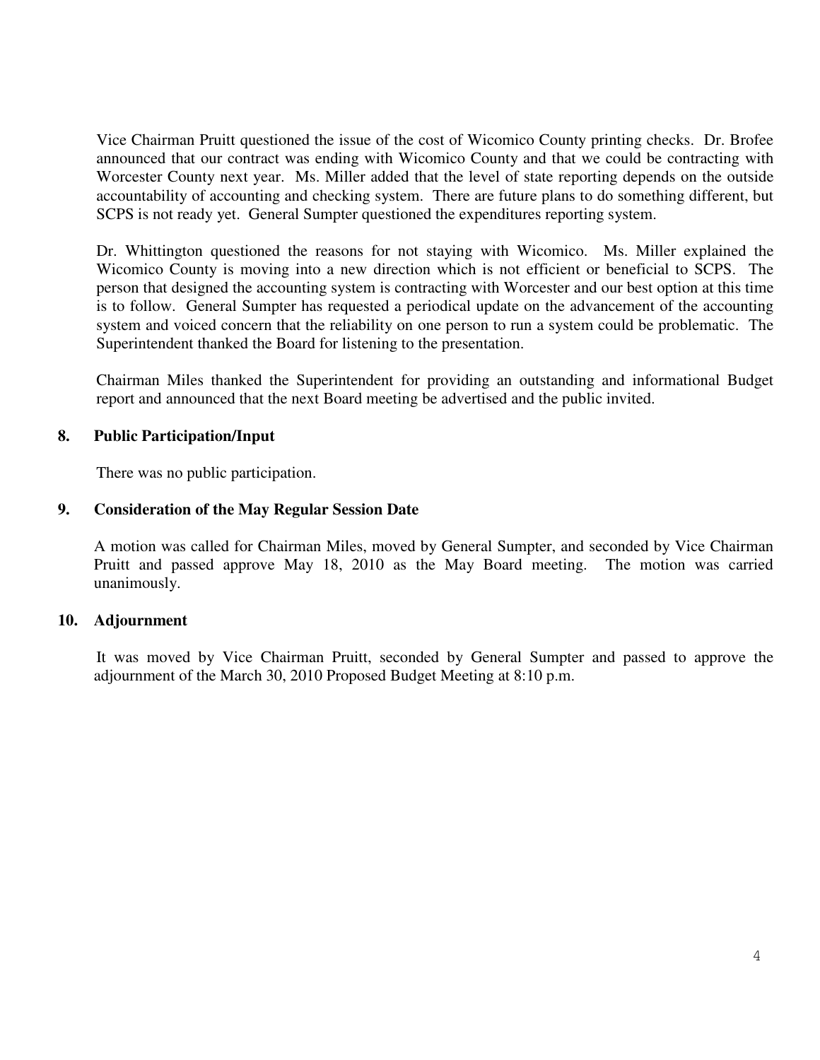Vice Chairman Pruitt questioned the issue of the cost of Wicomico County printing checks. Dr. Brofee announced that our contract was ending with Wicomico County and that we could be contracting with Worcester County next year. Ms. Miller added that the level of state reporting depends on the outside accountability of accounting and checking system. There are future plans to do something different, but SCPS is not ready yet. General Sumpter questioned the expenditures reporting system.

Dr. Whittington questioned the reasons for not staying with Wicomico. Ms. Miller explained the Wicomico County is moving into a new direction which is not efficient or beneficial to SCPS. The person that designed the accounting system is contracting with Worcester and our best option at this time is to follow. General Sumpter has requested a periodical update on the advancement of the accounting system and voiced concern that the reliability on one person to run a system could be problematic. The Superintendent thanked the Board for listening to the presentation.

Chairman Miles thanked the Superintendent for providing an outstanding and informational Budget report and announced that the next Board meeting be advertised and the public invited.

## 8. Public Participation/Input

There was no public participation.

## 9. Consideration of the May Regular Session Date

A motion was called for Chairman Miles, moved by General Sumpter, and seconded by Vice Chairman Pruitt and passed approve May 18, 2010 as the May Board meeting. The motion was carried unanimously.

## 10. Adjournment

It was moved by Vice Chairman Pruitt, seconded by General Sumpter and passed to approve the adjournment of the March 30, 2010 Proposed Budget Meeting at 8:10 p.m.